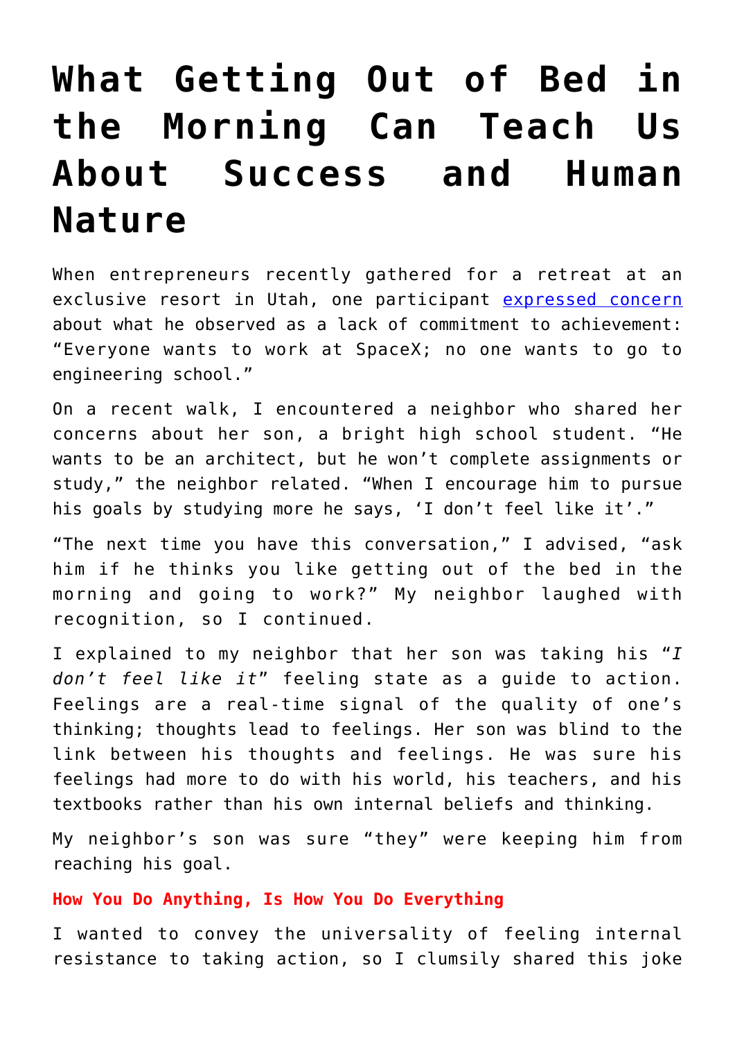# What Getting Out of Bed in the Morning Can Teach Us About Success and Human Nature

When entrepreneurs recently gathered for a retreat at an exclusive resort in Utah, one participant expressed concern about what he observed as a lack of commitment to achievement: "Everyone wants to work at SpaceX; no one wants to go to engineering school."

On a recent walk, I encountered a neighbor who shared her concerns about her son, a bright high school student. "He wants to be an architect, but he won't complete assignments or study," the neighbor related. "When I encourage him to pursue his goals by studying more he says, 'I don't feel like it'."

"The next time you have this conversation," I advised, "ask him if he thinks you like getting out of the bed in the morning and going to work?" My neighbor laughed with recognition, so I continued.

I explained to my neighbor that her son was taking his "*I don't feel like it*" feeling state as a guide to action. Feelings are a real-time signal of the quality of one's thinking; thoughts lead to feelings. Her son was blind to the link between his thoughts and feelings. He was sure his feelings had more to do with his world, his teachers, and his textbooks rather than his own internal beliefs and thinking.

My neighbor's son was sure "they" were keeping him from reaching his goal.

**How You Do Anything, Is How You Do Everything**

I wanted to convey the universality of feeling internal resistance to taking action, so I clumsily shared this joke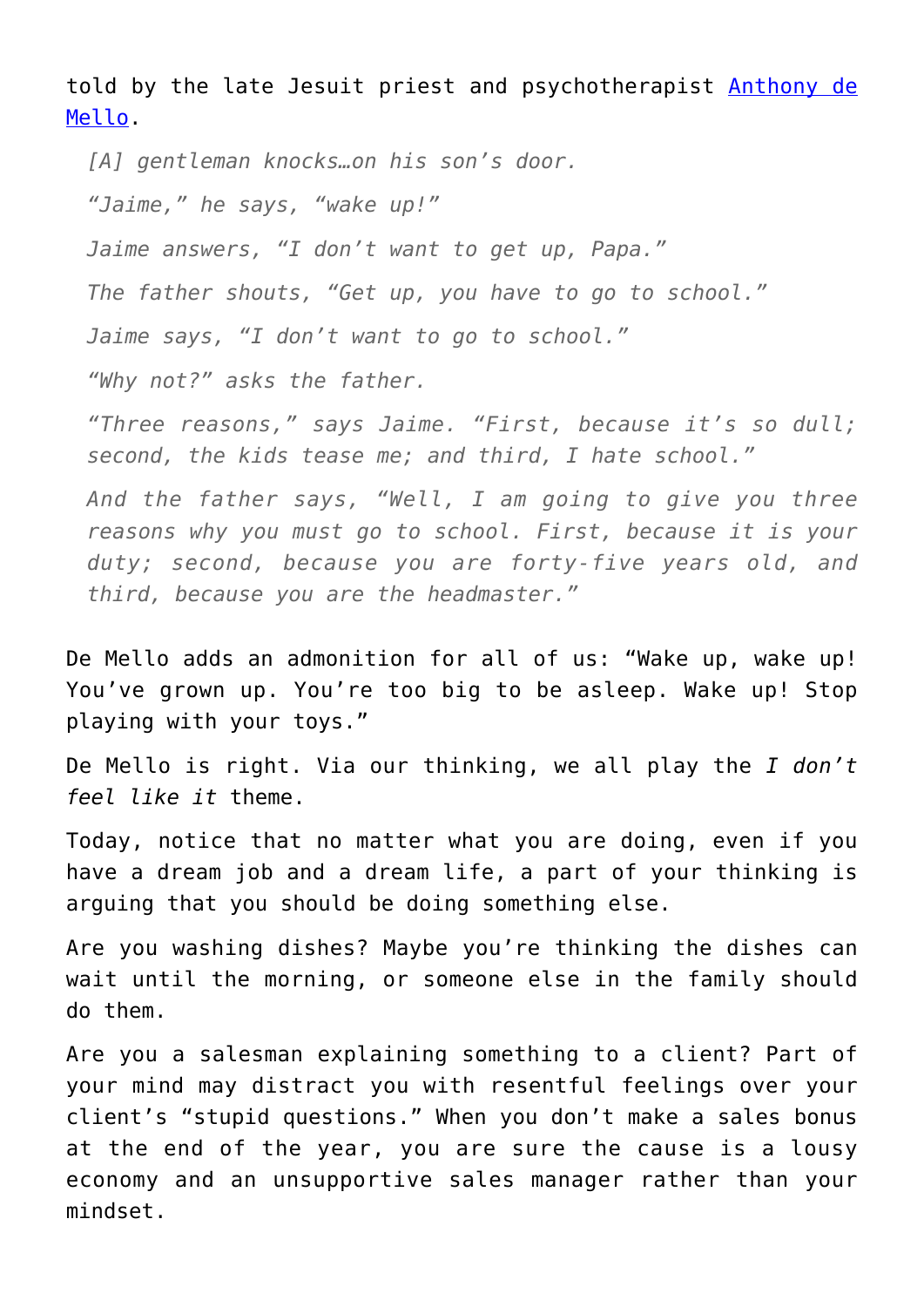told by the late Jesuit priest and psychotherapist [Anthony de Mello](#).

> *[A] gentleman knocks…on his son's door.*
>
> *"Jaime," he says, "wake up!"*
>
> *Jaime answers, "I don't want to get up, Papa."*
>
> *The father shouts, "Get up, you have to go to school."*
>
> *Jaime says, "I don't want to go to school."*
>
> *"Why not?" asks the father.*
>
> *"Three reasons," says Jaime. "First, because it's so dull; second, the kids tease me; and third, I hate school."*
>
> *And the father says, "Well, I am going to give you three reasons why you must go to school. First, because it is your duty; second, because you are forty-five years old, and third, because you are the headmaster."*

De Mello adds an admonition for all of us: "Wake up, wake up! You've grown up. You're too big to be asleep. Wake up! Stop playing with your toys."

De Mello is right. Via our thinking, we all play the *I don't feel like it* theme.

Today, notice that no matter what you are doing, even if you have a dream job and a dream life, a part of your thinking is arguing that you should be doing something else.

Are you washing dishes? Maybe you're thinking the dishes can wait until the morning, or someone else in the family should do them.

Are you a salesman explaining something to a client? Part of your mind may distract you with resentful feelings over your client's "stupid questions." When you don't make a sales bonus at the end of the year, you are sure the cause is a lousy economy and an unsupportive sales manager rather than your mindset.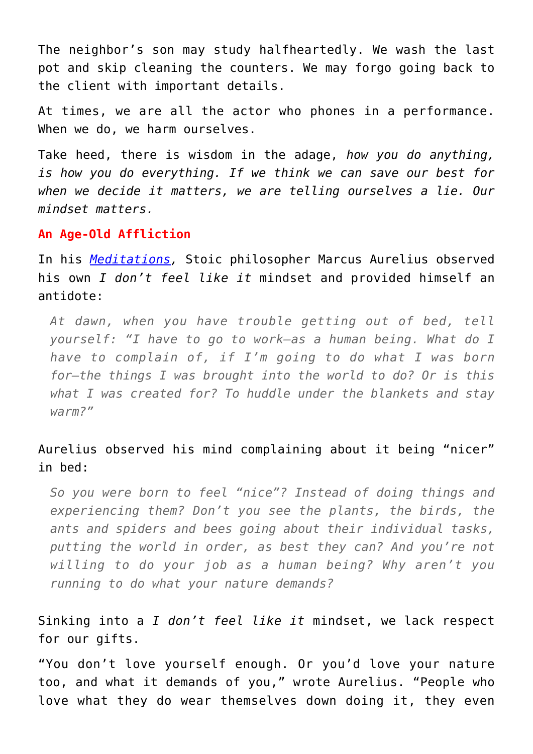The neighbor's son may study halfheartedly. We wash the last pot and skip cleaning the counters. We may forgo going back to the client with important details.

At times, we are all the actor who phones in a performance. When we do, we harm ourselves.

Take heed, there is wisdom in the adage, *how you do anything, is how you do everything. If we think we can save our best for when we decide it matters, we are telling ourselves a lie. Our mindset matters.*

## An Age-Old Affliction

In his *Meditations*, Stoic philosopher Marcus Aurelius observed his own *I don't feel like it* mindset and provided himself an antidote:

> *At dawn, when you have trouble getting out of bed, tell yourself: "I have to go to work—as a human being. What do I have to complain of, if I'm going to do what I was born for—the things I was brought into the world to do? Or is this what I was created for? To huddle under the blankets and stay warm?"*

Aurelius observed his mind complaining about it being "nicer" in bed:

> *So you were born to feel "nice"? Instead of doing things and experiencing them? Don't you see the plants, the birds, the ants and spiders and bees going about their individual tasks, putting the world in order, as best they can? And you're not willing to do your job as a human being? Why aren't you running to do what your nature demands?*

Sinking into a *I don't feel like it* mindset, we lack respect for our gifts.

"You don't love yourself enough. Or you'd love your nature too, and what it demands of you," wrote Aurelius. "People who love what they do wear themselves down doing it, they even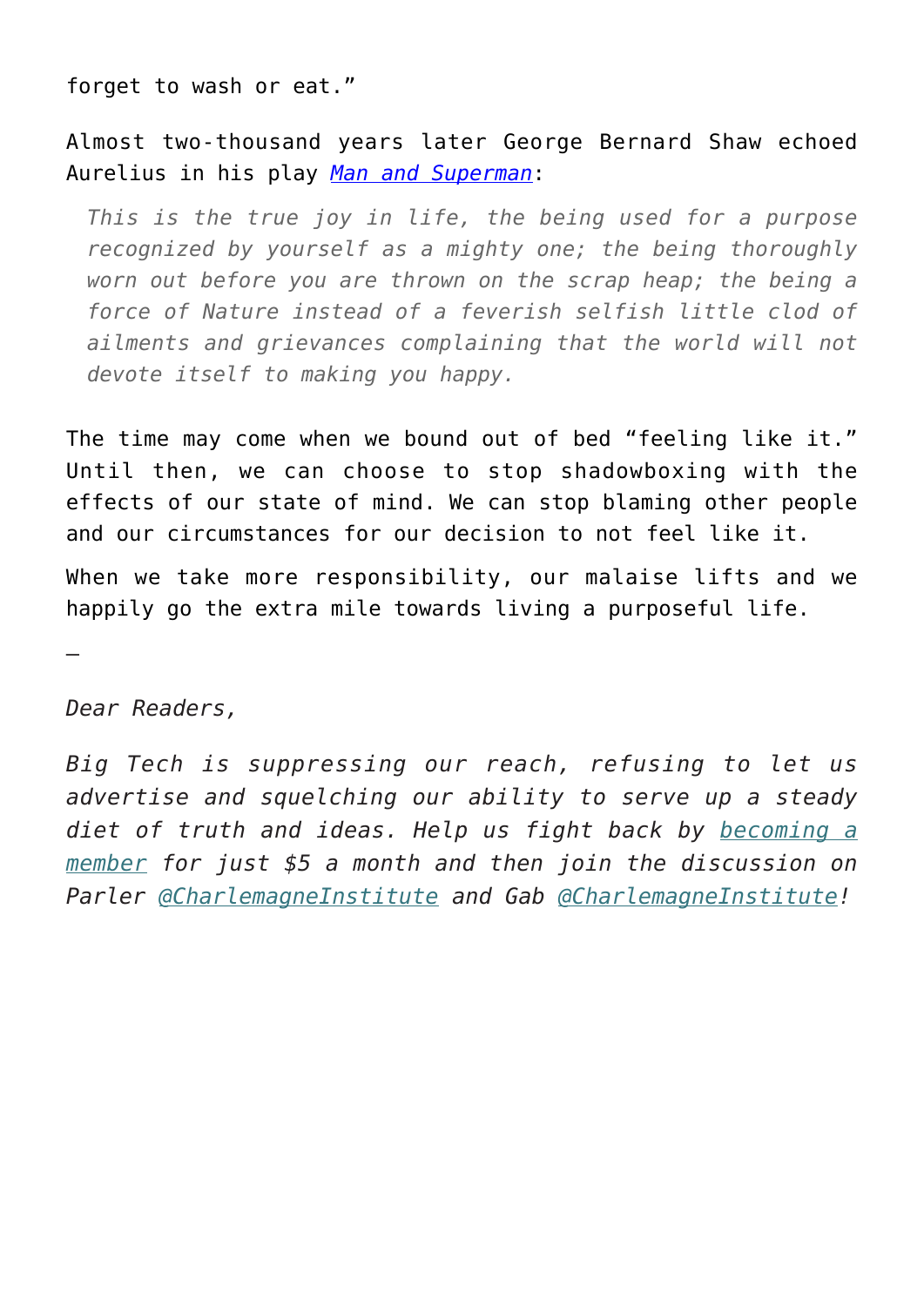forget to wash or eat."

Almost two-thousand years later George Bernard Shaw echoed Aurelius in his play *Man and Superman*:

> *This is the true joy in life, the being used for a purpose recognized by yourself as a mighty one; the being thoroughly worn out before you are thrown on the scrap heap; the being a force of Nature instead of a feverish selfish little clod of ailments and grievances complaining that the world will not devote itself to making you happy.*

The time may come when we bound out of bed "feeling like it." Until then, we can choose to stop shadowboxing with the effects of our state of mind. We can stop blaming other people and our circumstances for our decision to not feel like it.

When we take more responsibility, our malaise lifts and we happily go the extra mile towards living a purposeful life.

—

*Dear Readers,*

*Big Tech is suppressing our reach, refusing to let us advertise and squelching our ability to serve up a steady diet of truth and ideas. Help us fight back by becoming a member for just $5 a month and then join the discussion on Parler @CharlemagneInstitute and Gab @CharlemagneInstitute!*